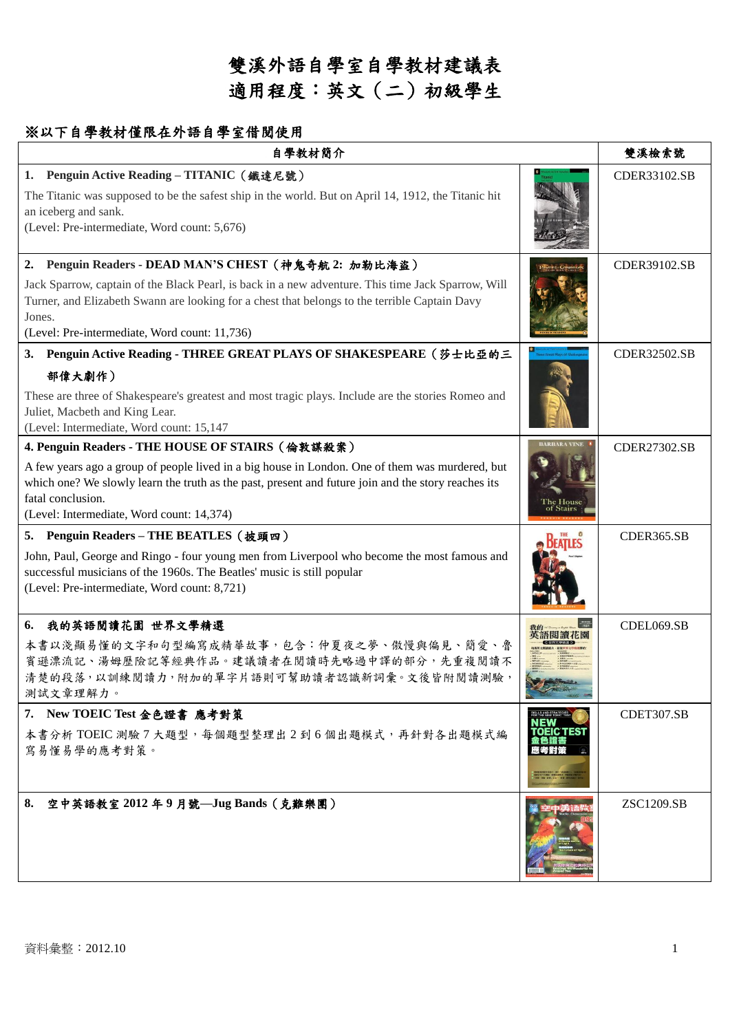# 雙溪外語自學室自學教材建議表
# 適用程度：英文（二）初級學生

## ※以下自學教材僅限在外語自學室借閱使用

| 自學教材簡介 | | 雙溪檢索號 |
|---|---|---|
| **1. Penguin Active Reading – TITANIC（鐵達尼號）**<br>The Titanic was supposed to be the safest ship in the world. But on April 14, 1912, the Titanic hit an iceberg and sank.<br>(Level: Pre-intermediate, Word count: 5,676) | | CDER33102.SB |
| **2. Penguin Readers - DEAD MAN'S CHEST（神鬼奇航 2: 加勒比海盜）**<br>Jack Sparrow, captain of the Black Pearl, is back in a new adventure. This time Jack Sparrow, Will Turner, and Elizabeth Swann are looking for a chest that belongs to the terrible Captain Davy Jones.<br>(Level: Pre-intermediate, Word count: 11,736) | | CDER39102.SB |
| **3. Penguin Active Reading - THREE GREAT PLAYS OF SHAKESPEARE（莎士比亞的三部偉大劇作）**<br>These are three of Shakespeare's greatest and most tragic plays. Include are the stories Romeo and Juliet, Macbeth and King Lear.<br>(Level: Intermediate, Word count: 15,147) | | CDER32502.SB |
| **4. Penguin Readers - THE HOUSE OF STAIRS（倫敦謀殺案）**<br>A few years ago a group of people lived in a big house in London. One of them was murdered, but which one? We slowly learn the truth as the past, present and future join and the story reaches its fatal conclusion.<br>(Level: Intermediate, Word count: 14,374) | | CDER27302.SB |
| **5. Penguin Readers – THE BEATLES（披頭四）**<br>John, Paul, George and Ringo - four young men from Liverpool who become the most famous and successful musicians of the 1960s. The Beatles' music is still popular<br>(Level: Pre-intermediate, Word count: 8,721) | | CDER365.SB |
| **6. 我的英語閱讀花園 世界文學精選**<br>本書以淺顯易懂的文字和句型編寫成精華故事，包含：仲夏夜之夢、傲慢與偏見、簡愛、魯賓遜漂流記、湯姆歷險記等經典作品。建議讀者在閱讀時先略過中譯的部分，先重複閱讀不清楚的段落，以訓練閱讀力，附加的單字片語則可幫助讀者認識新詞彙。文後皆附閱讀測驗，測試文章理解力。 | | CDEL069.SB |
| **7. New TOEIC Test 金色證書 應考對策**<br>本書分析 TOEIC 測驗 7 大題型，每個題型整理出 2 到 6 個出題模式，再針對各出題模式編寫易懂易學的應考對策。 | | CDET307.SB |
| **8. 空中英語教室 2012 年 9 月號—Jug Bands（克難樂團）** | | ZSC1209.SB |

資料彙整：2012.10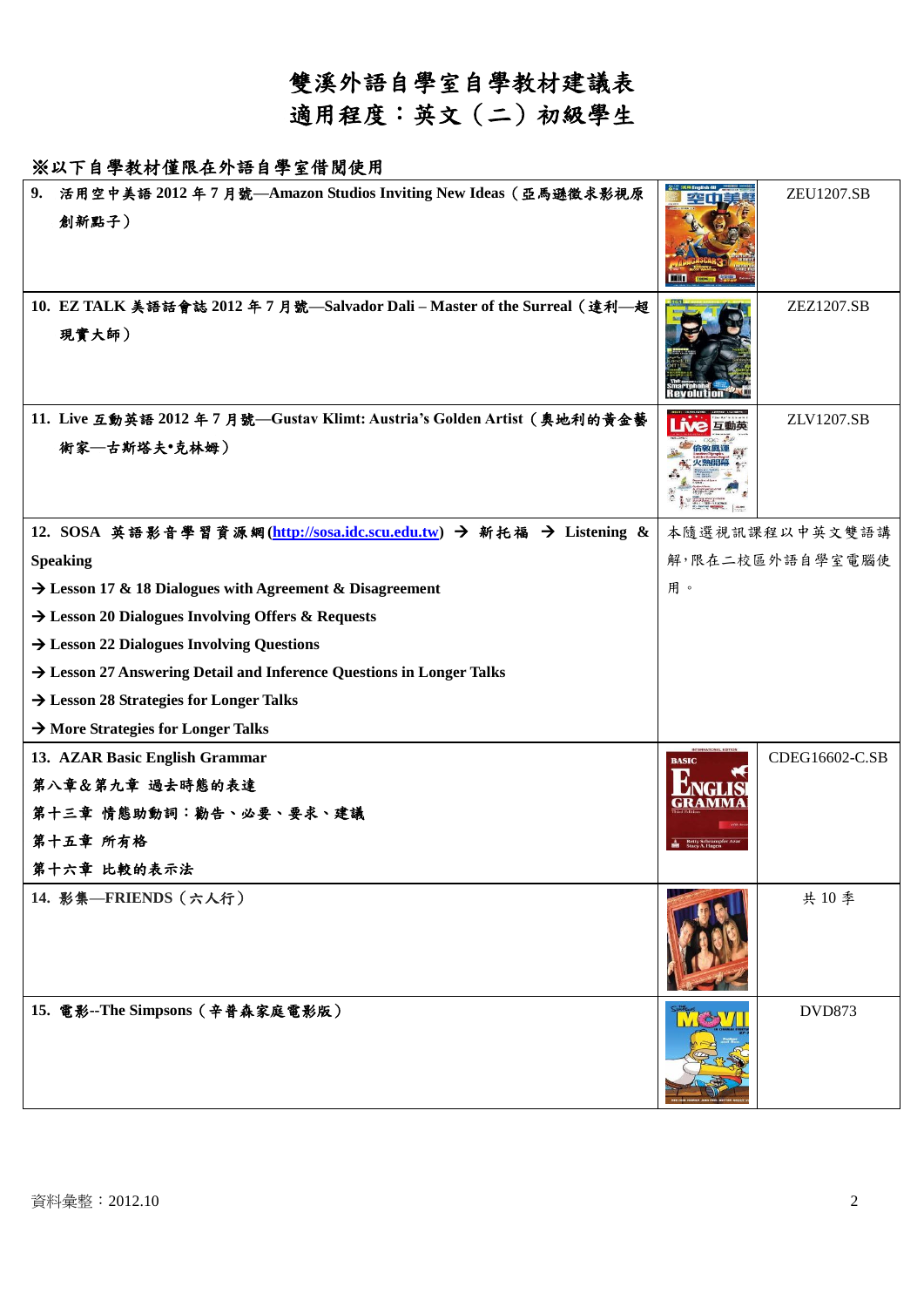# 雙溪外語自學室自學教材建議表
## 適用程度：英文（二）初級學生

**※以下自學教材僅限在外語自學室借閱使用**

| 教材 | | 編號/說明 |
|---|---|---|
| **9. 活用空中美語 2012 年 7 月號—Amazon Studios Inviting New Ideas（亞馬遜徵求影視原創新點子）** | | ZEU1207.SB |
| **10. EZ TALK 美語話會誌 2012 年 7 月號—Salvador Dali – Master of the Surreal（達利—超現實大師）** | | ZEZ1207.SB |
| **11. Live 互動英語 2012 年 7 月號—Gustav Klimt: Austria's Golden Artist（奧地利的黃金藝術家—古斯塔夫•克林姆）** | | ZLV1207.SB |
| **12. SOSA 英語影音學習資源網(http://sosa.idc.scu.edu.tw) → 新托福 → Listening & Speaking**<br>**→ Lesson 17 & 18 Dialogues with Agreement & Disagreement**<br>**→ Lesson 20 Dialogues Involving Offers & Requests**<br>**→ Lesson 22 Dialogues Involving Questions**<br>**→ Lesson 27 Answering Detail and Inference Questions in Longer Talks**<br>**→ Lesson 28 Strategies for Longer Talks**<br>**→ More Strategies for Longer Talks** | 本隨選視訊課程以中英文雙語講解，限在二校區外語自學室電腦使用。 | |
| **13. AZAR Basic English Grammar**<br>**第八章&第九章 過去時態的表達**<br>**第十三章 情態助動詞：勸告、必要、要求、建議**<br>**第十五章 所有格**<br>**第十六章 比較的表示法** | | CDEG16602-C.SB |
| **14. 影集—FRIENDS（六人行）** | | 共 10 季 |
| **15. 電影--The Simpsons（辛普森家庭電影版）** | | DVD873 |

資料彙整：2012.10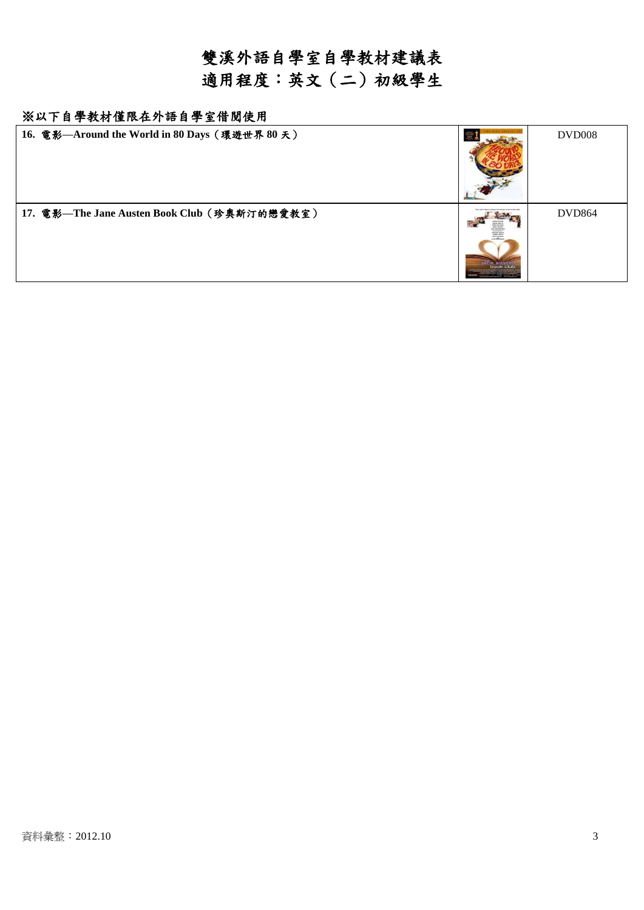# 雙溪外語自學室自學教材建議表
# 適用程度：英文（二）初級學生

**※以下自學教材僅限在外語自學室借閱使用**

| | | |
|---|---|---|
| **16. 電影—Around the World in 80 Days（環遊世界 80 天）** | | DVD008 |
| **17. 電影—The Jane Austen Book Club（珍奧斯汀的戀愛教室）** | | DVD864 |

資料彙整：2012.10